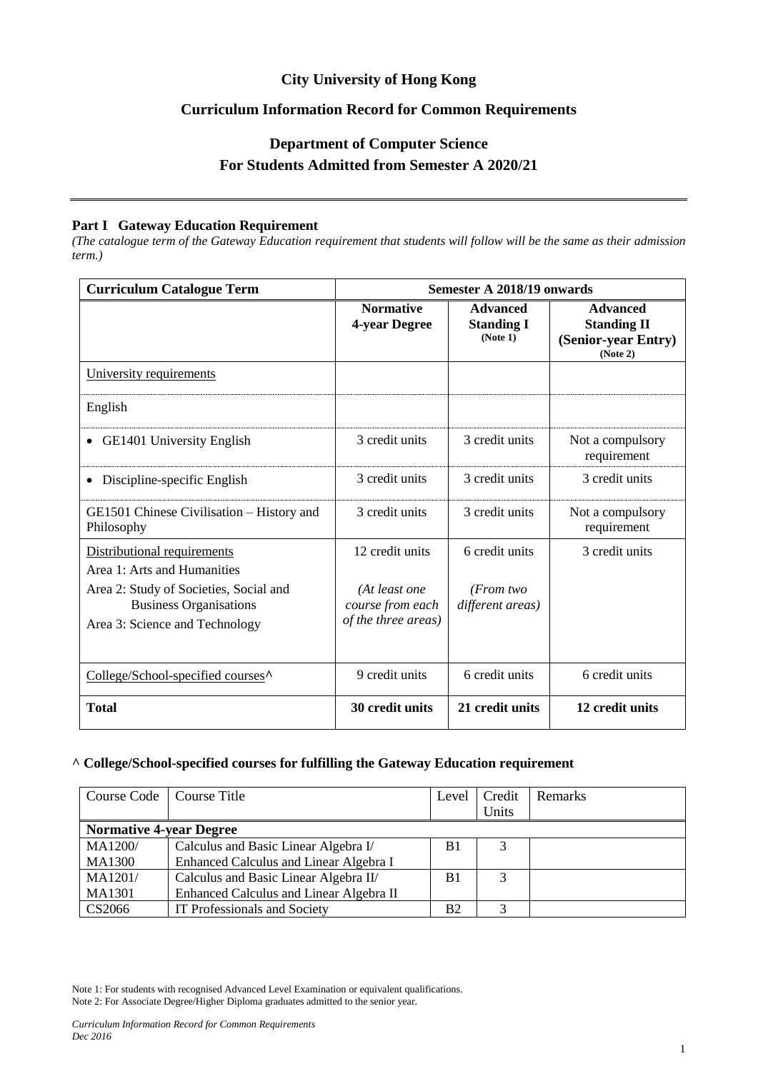# City University of Hong Kong

## Curriculum Information Record for Common Requirements

## Department of Computer Science
## For Students Admitted from Semester A 2020/21

---

### Part I Gateway Education Requirement

*(The catalogue term of the Gateway Education requirement that students will follow will be the same as their admission term.)*

| Curriculum Catalogue Term | Semester A 2018/19 onwards | | |
|---|---|---|---|
| | **Normative 4-year Degree** | **Advanced Standing I (Note 1)** | **Advanced Standing II (Senior-year Entry) (Note 2)** |
| University requirements | | | |
| English | | | |
| • GE1401 University English | 3 credit units | 3 credit units | Not a compulsory requirement |
| • Discipline-specific English | 3 credit units | 3 credit units | 3 credit units |
| GE1501 Chinese Civilisation – History and Philosophy | 3 credit units | 3 credit units | Not a compulsory requirement |
| Distributional requirements<br>Area 1: Arts and Humanities<br>Area 2: Study of Societies, Social and Business Organisations<br>Area 3: Science and Technology | 12 credit units<br>*(At least one course from each of the three areas)* | 6 credit units<br>*(From two different areas)* | 3 credit units |
| College/School-specified courses^ | 9 credit units | 6 credit units | 6 credit units |
| **Total** | **30 credit units** | **21 credit units** | **12 credit units** |

### ^ College/School-specified courses for fulfilling the Gateway Education requirement

| Course Code | Course Title | Level | Credit Units | Remarks |
|---|---|---|---|---|
| **Normative 4-year Degree** | | | | |
| MA1200/ MA1300 | Calculus and Basic Linear Algebra I/ Enhanced Calculus and Linear Algebra I | B1 | 3 | |
| MA1201/ MA1301 | Calculus and Basic Linear Algebra II/ Enhanced Calculus and Linear Algebra II | B1 | 3 | |
| CS2066 | IT Professionals and Society | B2 | 3 | |

Note 1: For students with recognised Advanced Level Examination or equivalent qualifications.
Note 2: For Associate Degree/Higher Diploma graduates admitted to the senior year.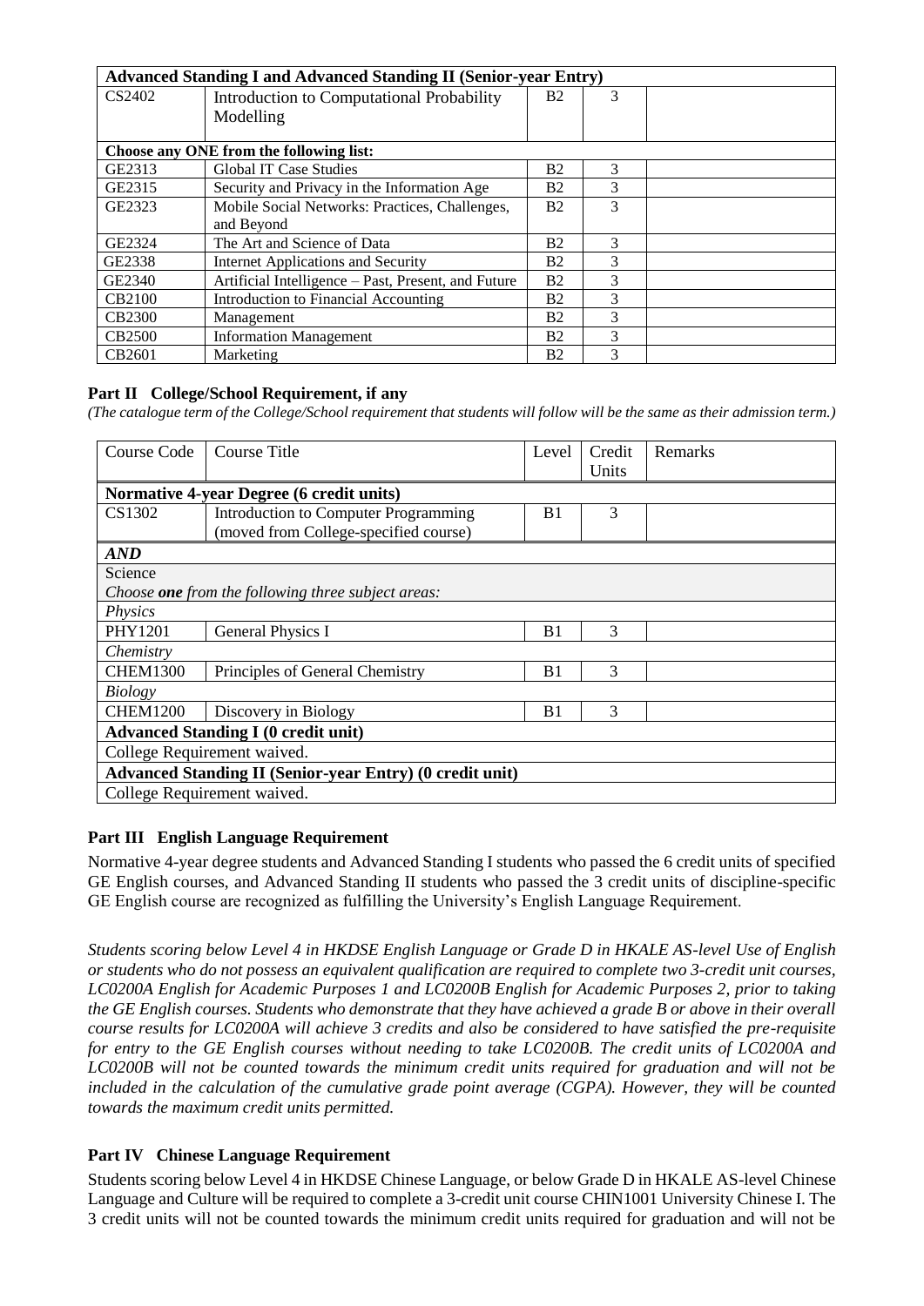| Advanced Standing I and Advanced Standing II (Senior-year Entry) | | | | |
|---|---|---|---|---|
| CS2402 | Introduction to Computational Probability Modelling | B2 | 3 | |
| **Choose any ONE from the following list:** | | | | |
| GE2313 | Global IT Case Studies | B2 | 3 | |
| GE2315 | Security and Privacy in the Information Age | B2 | 3 | |
| GE2323 | Mobile Social Networks: Practices, Challenges, and Beyond | B2 | 3 | |
| GE2324 | The Art and Science of Data | B2 | 3 | |
| GE2338 | Internet Applications and Security | B2 | 3 | |
| GE2340 | Artificial Intelligence – Past, Present, and Future | B2 | 3 | |
| CB2100 | Introduction to Financial Accounting | B2 | 3 | |
| CB2300 | Management | B2 | 3 | |
| CB2500 | Information Management | B2 | 3 | |
| CB2601 | Marketing | B2 | 3 | |

### Part II College/School Requirement, if any

*(The catalogue term of the College/School requirement that students will follow will be the same as their admission term.)*

| Course Code | Course Title | Level | Credit Units | Remarks |
|---|---|---|---|---|
| **Normative 4-year Degree (6 credit units)** | | | | |
| CS1302 | Introduction to Computer Programming (moved from College-specified course) | B1 | 3 | |
| ***AND*** | | | | |
| Science<br>*Choose **one** from the following three subject areas:* | | | | |
| *Physics* | | | | |
| PHY1201 | General Physics I | B1 | 3 | |
| *Chemistry* | | | | |
| CHEM1300 | Principles of General Chemistry | B1 | 3 | |
| *Biology* | | | | |
| CHEM1200 | Discovery in Biology | B1 | 3 | |
| **Advanced Standing I (0 credit unit)** | | | | |
| College Requirement waived. | | | | |
| **Advanced Standing II (Senior-year Entry) (0 credit unit)** | | | | |
| College Requirement waived. | | | | |

### Part III English Language Requirement

Normative 4-year degree students and Advanced Standing I students who passed the 6 credit units of specified GE English courses, and Advanced Standing II students who passed the 3 credit units of discipline-specific GE English course are recognized as fulfilling the University's English Language Requirement.

*Students scoring below Level 4 in HKDSE English Language or Grade D in HKALE AS-level Use of English or students who do not possess an equivalent qualification are required to complete two 3-credit unit courses, LC0200A English for Academic Purposes 1 and LC0200B English for Academic Purposes 2, prior to taking the GE English courses. Students who demonstrate that they have achieved a grade B or above in their overall course results for LC0200A will achieve 3 credits and also be considered to have satisfied the pre-requisite for entry to the GE English courses without needing to take LC0200B. The credit units of LC0200A and LC0200B will not be counted towards the minimum credit units required for graduation and will not be included in the calculation of the cumulative grade point average (CGPA). However, they will be counted towards the maximum credit units permitted.*

### Part IV Chinese Language Requirement

Students scoring below Level 4 in HKDSE Chinese Language, or below Grade D in HKALE AS-level Chinese Language and Culture will be required to complete a 3-credit unit course CHIN1001 University Chinese I. The 3 credit units will not be counted towards the minimum credit units required for graduation and will not be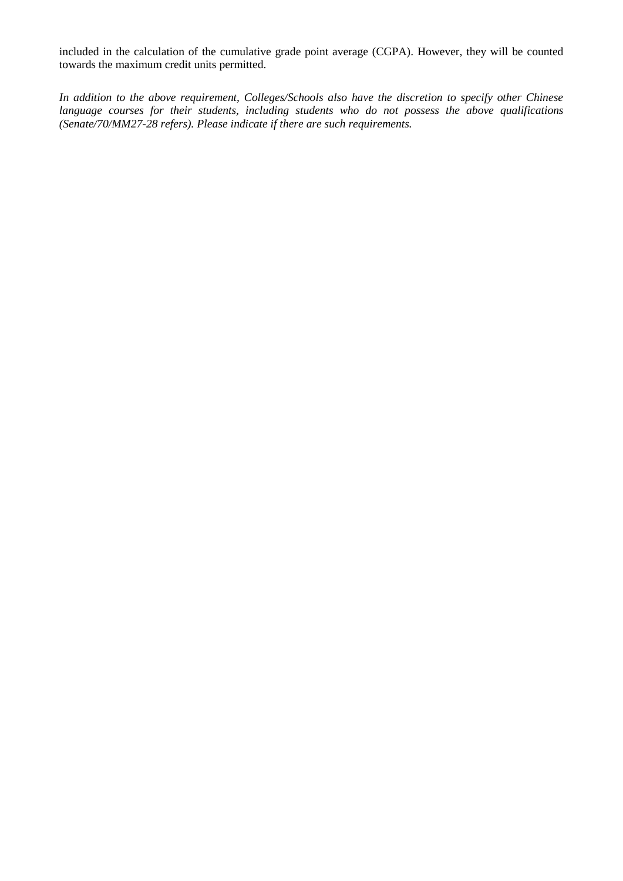included in the calculation of the cumulative grade point average (CGPA). However, they will be counted towards the maximum credit units permitted.

*In addition to the above requirement, Colleges/Schools also have the discretion to specify other Chinese language courses for their students, including students who do not possess the above qualifications (Senate/70/MM27-28 refers). Please indicate if there are such requirements.*